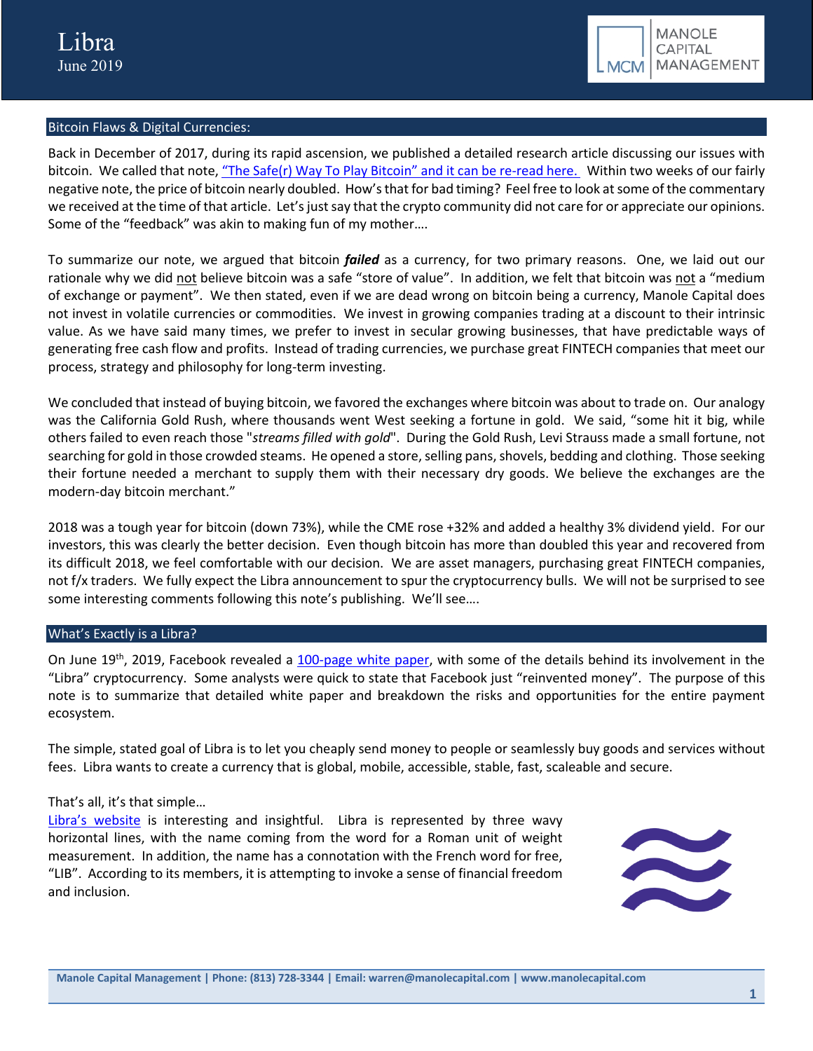# Libra

June 2019

## Bitcoin Flaws & Digital Currencies:

Back in December of 2017, during its rapid ascension, we published a detailed research article discussing our issues with bitcoin. We called that note, "The Safe(r) Way To Play Bitcoin" and it can be re-read here. Within two weeks of our fairly negative note, the price of bitcoin nearly doubled. How's that for bad timing? Feel free to look at some of the commentary we received at the time of that article. Let's just say that the crypto community did not care for or appreciate our opinions. Some of the "feedback" was akin to making fun of my mother….

To summarize our note, we argued that bitcoin ***failed*** as a currency, for two primary reasons. One, we laid out our rationale why we did not believe bitcoin was a safe "store of value". In addition, we felt that bitcoin was not a "medium of exchange or payment". We then stated, even if we are dead wrong on bitcoin being a currency, Manole Capital does not invest in volatile currencies or commodities. We invest in growing companies trading at a discount to their intrinsic value. As we have said many times, we prefer to invest in secular growing businesses, that have predictable ways of generating free cash flow and profits. Instead of trading currencies, we purchase great FINTECH companies that meet our process, strategy and philosophy for long-term investing.

We concluded that instead of buying bitcoin, we favored the exchanges where bitcoin was about to trade on. Our analogy was the California Gold Rush, where thousands went West seeking a fortune in gold. We said, "some hit it big, while others failed to even reach those "*streams filled with gold*". During the Gold Rush, Levi Strauss made a small fortune, not searching for gold in those crowded steams. He opened a store, selling pans, shovels, bedding and clothing. Those seeking their fortune needed a merchant to supply them with their necessary dry goods. We believe the exchanges are the modern-day bitcoin merchant."

2018 was a tough year for bitcoin (down 73%), while the CME rose +32% and added a healthy 3% dividend yield. For our investors, this was clearly the better decision. Even though bitcoin has more than doubled this year and recovered from its difficult 2018, we feel comfortable with our decision. We are asset managers, purchasing great FINTECH companies, not f/x traders. We fully expect the Libra announcement to spur the cryptocurrency bulls. We will not be surprised to see some interesting comments following this note's publishing. We'll see….

## What's Exactly is a Libra?

On June 19th, 2019, Facebook revealed a 100-page white paper, with some of the details behind its involvement in the "Libra" cryptocurrency. Some analysts were quick to state that Facebook just "reinvented money". The purpose of this note is to summarize that detailed white paper and breakdown the risks and opportunities for the entire payment ecosystem.

The simple, stated goal of Libra is to let you cheaply send money to people or seamlessly buy goods and services without fees. Libra wants to create a currency that is global, mobile, accessible, stable, fast, scaleable and secure.

That's all, it's that simple…

Libra's website is interesting and insightful. Libra is represented by three wavy horizontal lines, with the name coming from the word for a Roman unit of weight measurement. In addition, the name has a connotation with the French word for free, "LIB". According to its members, it is attempting to invoke a sense of financial freedom and inclusion.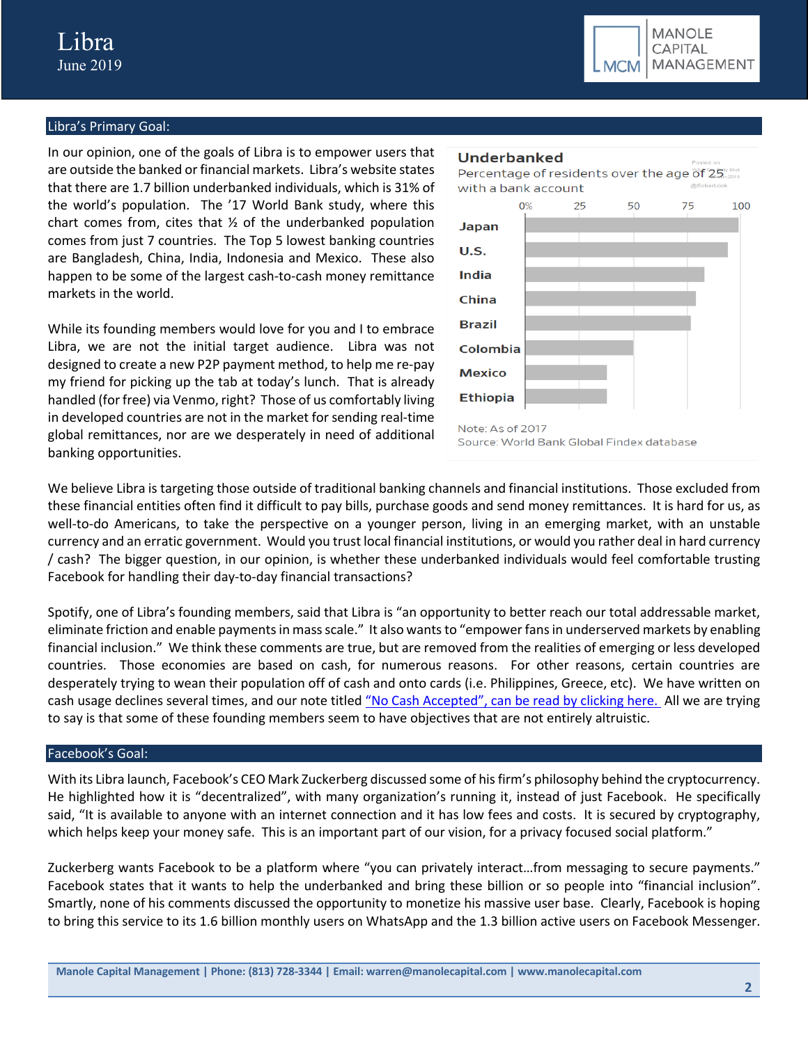## Libra's Primary Goal:

In our opinion, one of the goals of Libra is to empower users that are outside the banked or financial markets. Libra's website states that there are 1.7 billion underbanked individuals, which is 31% of the world's population. The '17 World Bank study, where this chart comes from, cites that ½ of the underbanked population comes from just 7 countries. The Top 5 lowest banking countries are Bangladesh, China, India, Indonesia and Mexico. These also happen to be some of the largest cash-to-cash money remittance markets in the world.

**Underbanked**

Percentage of residents over the age of 25 with a bank account

| Country | % |
|---|---|
| Japan | ~100 |
| U.S. | ~95 |
| India | ~84 |
| China | ~80 |
| Brazil | ~78 |
| Colombia | ~51 |
| Mexico | ~39 |
| Ethiopia | ~39 |

Note: As of 2017

Source: World Bank Global Findex database

While its founding members would love for you and I to embrace Libra, we are not the initial target audience. Libra was not designed to create a new P2P payment method, to help me re-pay my friend for picking up the tab at today's lunch. That is already handled (for free) via Venmo, right? Those of us comfortably living in developed countries are not in the market for sending real-time global remittances, nor are we desperately in need of additional banking opportunities.

We believe Libra is targeting those outside of traditional banking channels and financial institutions. Those excluded from these financial entities often find it difficult to pay bills, purchase goods and send money remittances. It is hard for us, as well-to-do Americans, to take the perspective on a younger person, living in an emerging market, with an unstable currency and an erratic government. Would you trust local financial institutions, or would you rather deal in hard currency / cash? The bigger question, in our opinion, is whether these underbanked individuals would feel comfortable trusting Facebook for handling their day-to-day financial transactions?

Spotify, one of Libra's founding members, said that Libra is "an opportunity to better reach our total addressable market, eliminate friction and enable payments in mass scale." It also wants to "empower fans in underserved markets by enabling financial inclusion." We think these comments are true, but are removed from the realities of emerging or less developed countries. Those economies are based on cash, for numerous reasons. For other reasons, certain countries are desperately trying to wean their population off of cash and onto cards (i.e. Philippines, Greece, etc). We have written on cash usage declines several times, and our note titled "No Cash Accepted", can be read by clicking here. All we are trying to say is that some of these founding members seem to have objectives that are not entirely altruistic.

## Facebook's Goal:

With its Libra launch, Facebook's CEO Mark Zuckerberg discussed some of his firm's philosophy behind the cryptocurrency. He highlighted how it is "decentralized", with many organization's running it, instead of just Facebook. He specifically said, "It is available to anyone with an internet connection and it has low fees and costs. It is secured by cryptography, which helps keep your money safe. This is an important part of our vision, for a privacy focused social platform."

Zuckerberg wants Facebook to be a platform where "you can privately interact…from messaging to secure payments." Facebook states that it wants to help the underbanked and bring these billion or so people into "financial inclusion". Smartly, none of his comments discussed the opportunity to monetize his massive user base. Clearly, Facebook is hoping to bring this service to its 1.6 billion monthly users on WhatsApp and the 1.3 billion active users on Facebook Messenger.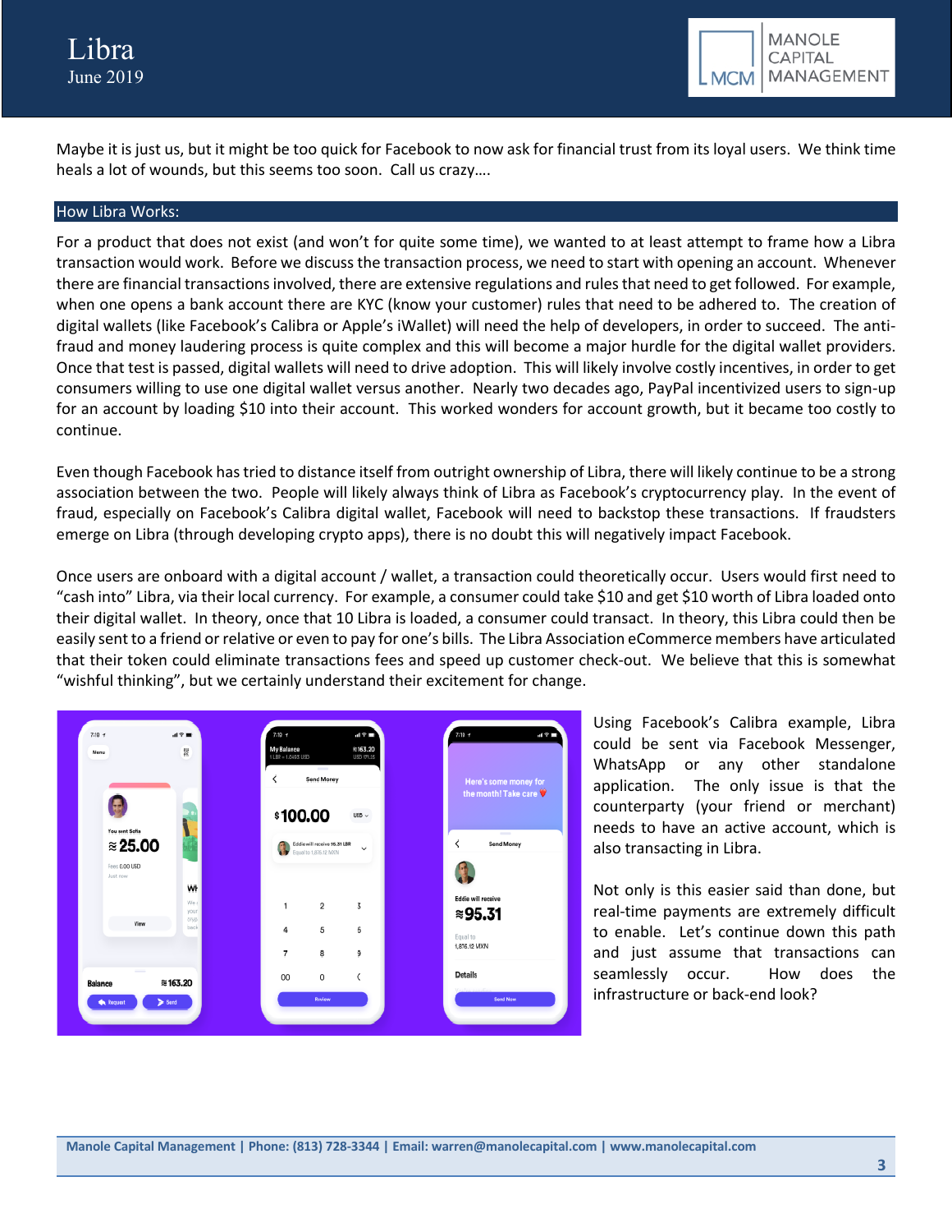Maybe it is just us, but it might be too quick for Facebook to now ask for financial trust from its loyal users. We think time heals a lot of wounds, but this seems too soon. Call us crazy….

## How Libra Works:

For a product that does not exist (and won't for quite some time), we wanted to at least attempt to frame how a Libra transaction would work. Before we discuss the transaction process, we need to start with opening an account. Whenever there are financial transactions involved, there are extensive regulations and rules that need to get followed. For example, when one opens a bank account there are KYC (know your customer) rules that need to be adhered to. The creation of digital wallets (like Facebook's Calibra or Apple's iWallet) will need the help of developers, in order to succeed. The anti-fraud and money laudering process is quite complex and this will become a major hurdle for the digital wallet providers. Once that test is passed, digital wallets will need to drive adoption. This will likely involve costly incentives, in order to get consumers willing to use one digital wallet versus another. Nearly two decades ago, PayPal incentivized users to sign-up for an account by loading $10 into their account. This worked wonders for account growth, but it became too costly to continue.

Even though Facebook has tried to distance itself from outright ownership of Libra, there will likely continue to be a strong association between the two. People will likely always think of Libra as Facebook's cryptocurrency play. In the event of fraud, especially on Facebook's Calibra digital wallet, Facebook will need to backstop these transactions. If fraudsters emerge on Libra (through developing crypto apps), there is no doubt this will negatively impact Facebook.

Once users are onboard with a digital account / wallet, a transaction could theoretically occur. Users would first need to "cash into" Libra, via their local currency. For example, a consumer could take $10 and get $10 worth of Libra loaded onto their digital wallet. In theory, once that 10 Libra is loaded, a consumer could transact. In theory, this Libra could then be easily sent to a friend or relative or even to pay for one's bills. The Libra Association eCommerce members have articulated that their token could eliminate transactions fees and speed up customer check-out. We believe that this is somewhat "wishful thinking", but we certainly understand their excitement for change.

Using Facebook's Calibra example, Libra could be sent via Facebook Messenger, WhatsApp or any other standalone application. The only issue is that the counterparty (your friend or merchant) needs to have an active account, which is also transacting in Libra.

Not only is this easier said than done, but real-time payments are extremely difficult to enable. Let's continue down this path and just assume that transactions can seamlessly occur. How does the infrastructure or back-end look?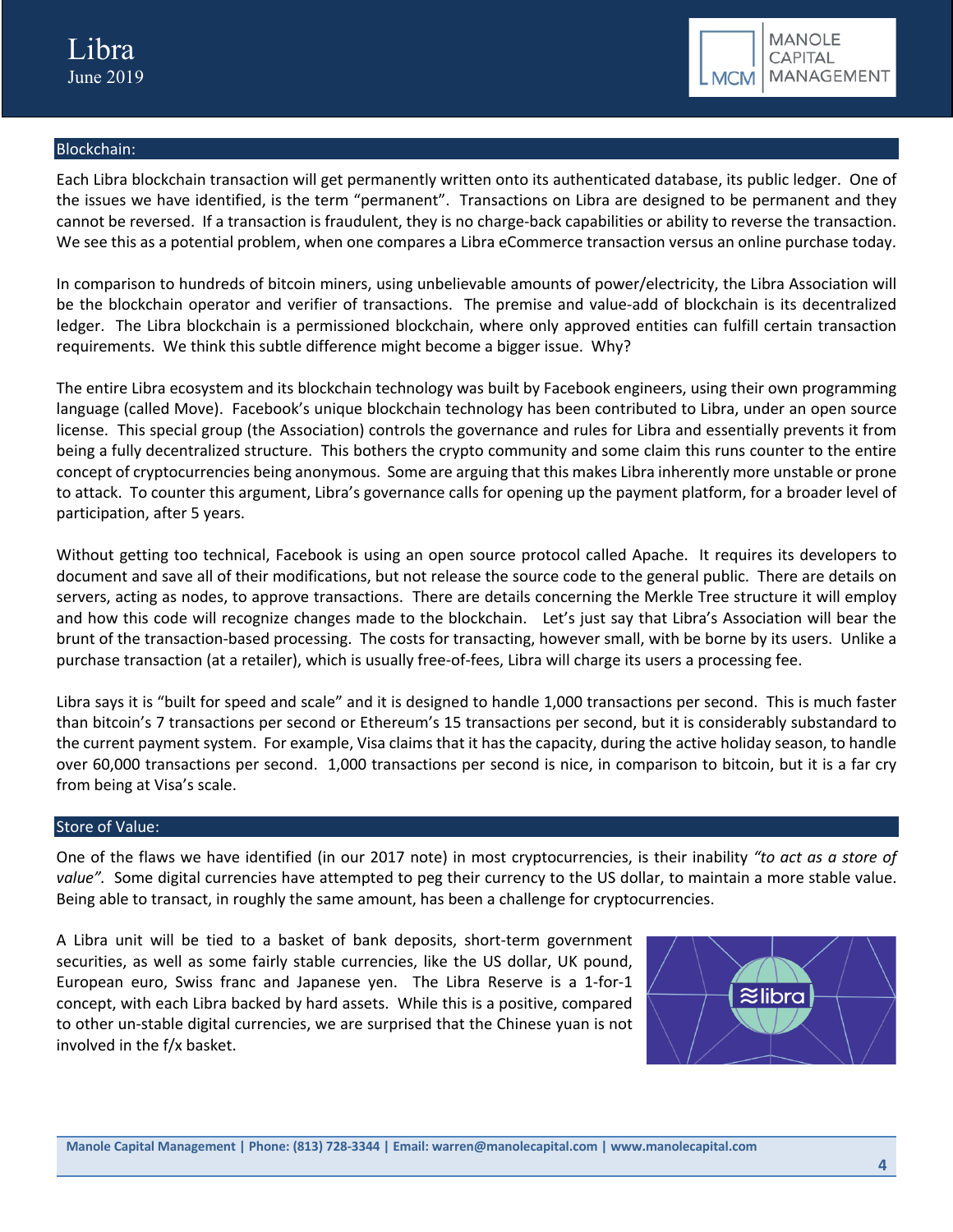## Blockchain:

Each Libra blockchain transaction will get permanently written onto its authenticated database, its public ledger. One of the issues we have identified, is the term "permanent". Transactions on Libra are designed to be permanent and they cannot be reversed. If a transaction is fraudulent, they is no charge-back capabilities or ability to reverse the transaction. We see this as a potential problem, when one compares a Libra eCommerce transaction versus an online purchase today.

In comparison to hundreds of bitcoin miners, using unbelievable amounts of power/electricity, the Libra Association will be the blockchain operator and verifier of transactions. The premise and value-add of blockchain is its decentralized ledger. The Libra blockchain is a permissioned blockchain, where only approved entities can fulfill certain transaction requirements. We think this subtle difference might become a bigger issue. Why?

The entire Libra ecosystem and its blockchain technology was built by Facebook engineers, using their own programming language (called Move). Facebook's unique blockchain technology has been contributed to Libra, under an open source license. This special group (the Association) controls the governance and rules for Libra and essentially prevents it from being a fully decentralized structure. This bothers the crypto community and some claim this runs counter to the entire concept of cryptocurrencies being anonymous. Some are arguing that this makes Libra inherently more unstable or prone to attack. To counter this argument, Libra's governance calls for opening up the payment platform, for a broader level of participation, after 5 years.

Without getting too technical, Facebook is using an open source protocol called Apache. It requires its developers to document and save all of their modifications, but not release the source code to the general public. There are details on servers, acting as nodes, to approve transactions. There are details concerning the Merkle Tree structure it will employ and how this code will recognize changes made to the blockchain. Let's just say that Libra's Association will bear the brunt of the transaction-based processing. The costs for transacting, however small, with be borne by its users. Unlike a purchase transaction (at a retailer), which is usually free-of-fees, Libra will charge its users a processing fee.

Libra says it is "built for speed and scale" and it is designed to handle 1,000 transactions per second. This is much faster than bitcoin's 7 transactions per second or Ethereum's 15 transactions per second, but it is considerably substandard to the current payment system. For example, Visa claims that it has the capacity, during the active holiday season, to handle over 60,000 transactions per second. 1,000 transactions per second is nice, in comparison to bitcoin, but it is a far cry from being at Visa's scale.

## Store of Value:

One of the flaws we have identified (in our 2017 note) in most cryptocurrencies, is their inability *"to act as a store of value".* Some digital currencies have attempted to peg their currency to the US dollar, to maintain a more stable value. Being able to transact, in roughly the same amount, has been a challenge for cryptocurrencies.

A Libra unit will be tied to a basket of bank deposits, short-term government securities, as well as some fairly stable currencies, like the US dollar, UK pound, European euro, Swiss franc and Japanese yen. The Libra Reserve is a 1-for-1 concept, with each Libra backed by hard assets. While this is a positive, compared to other un-stable digital currencies, we are surprised that the Chinese yuan is not involved in the f/x basket.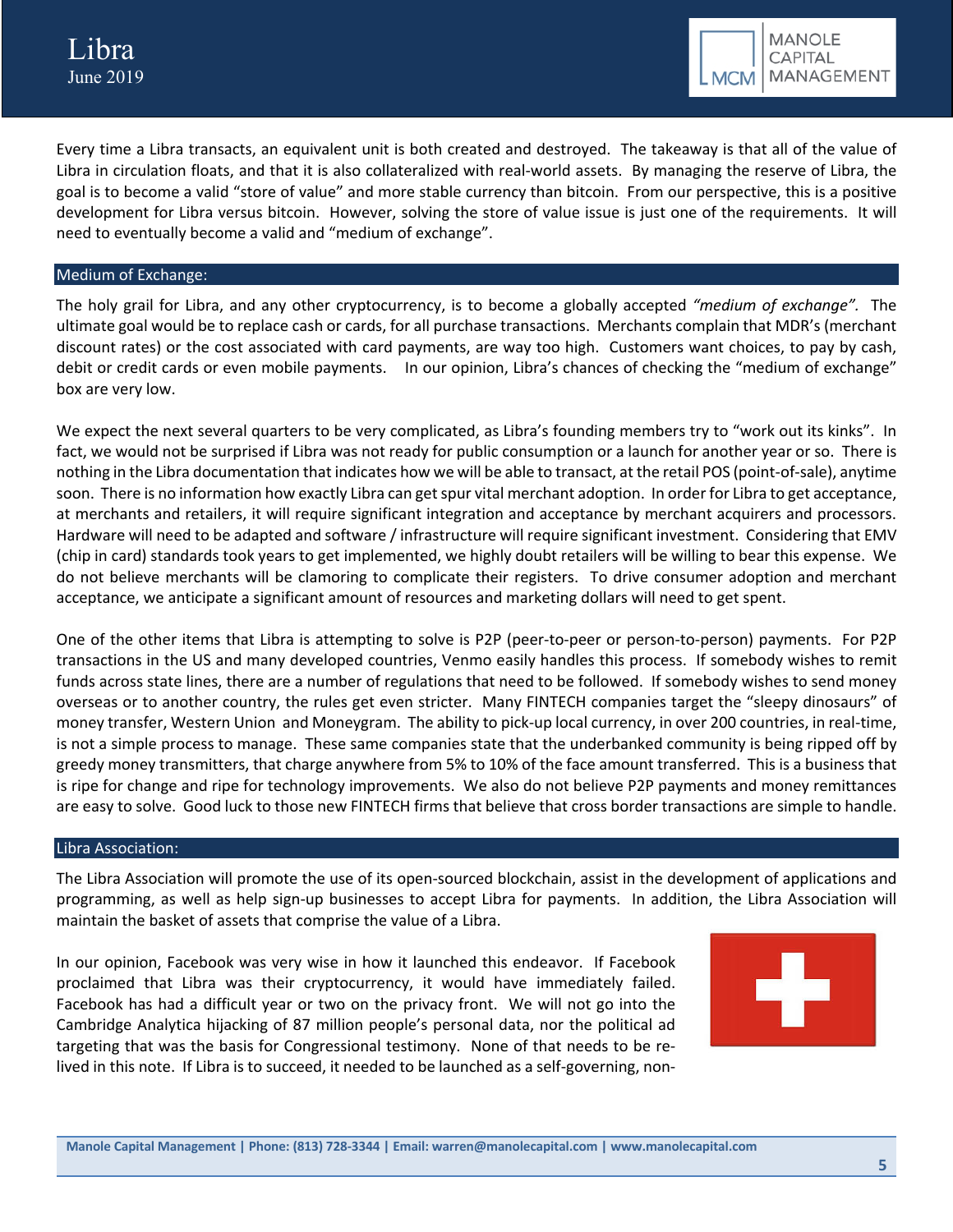Every time a Libra transacts, an equivalent unit is both created and destroyed. The takeaway is that all of the value of Libra in circulation floats, and that it is also collateralized with real-world assets. By managing the reserve of Libra, the goal is to become a valid "store of value" and more stable currency than bitcoin. From our perspective, this is a positive development for Libra versus bitcoin. However, solving the store of value issue is just one of the requirements. It will need to eventually become a valid and "medium of exchange".

## Medium of Exchange:

The holy grail for Libra, and any other cryptocurrency, is to become a globally accepted *"medium of exchange".* The ultimate goal would be to replace cash or cards, for all purchase transactions. Merchants complain that MDR's (merchant discount rates) or the cost associated with card payments, are way too high. Customers want choices, to pay by cash, debit or credit cards or even mobile payments. In our opinion, Libra's chances of checking the "medium of exchange" box are very low.

We expect the next several quarters to be very complicated, as Libra's founding members try to "work out its kinks". In fact, we would not be surprised if Libra was not ready for public consumption or a launch for another year or so. There is nothing in the Libra documentation that indicates how we will be able to transact, at the retail POS (point-of-sale), anytime soon. There is no information how exactly Libra can get spur vital merchant adoption. In order for Libra to get acceptance, at merchants and retailers, it will require significant integration and acceptance by merchant acquirers and processors. Hardware will need to be adapted and software / infrastructure will require significant investment. Considering that EMV (chip in card) standards took years to get implemented, we highly doubt retailers will be willing to bear this expense. We do not believe merchants will be clamoring to complicate their registers. To drive consumer adoption and merchant acceptance, we anticipate a significant amount of resources and marketing dollars will need to get spent.

One of the other items that Libra is attempting to solve is P2P (peer-to-peer or person-to-person) payments. For P2P transactions in the US and many developed countries, Venmo easily handles this process. If somebody wishes to remit funds across state lines, there are a number of regulations that need to be followed. If somebody wishes to send money overseas or to another country, the rules get even stricter. Many FINTECH companies target the "sleepy dinosaurs" of money transfer, Western Union and Moneygram. The ability to pick-up local currency, in over 200 countries, in real-time, is not a simple process to manage. These same companies state that the underbanked community is being ripped off by greedy money transmitters, that charge anywhere from 5% to 10% of the face amount transferred. This is a business that is ripe for change and ripe for technology improvements. We also do not believe P2P payments and money remittances are easy to solve. Good luck to those new FINTECH firms that believe that cross border transactions are simple to handle.

## Libra Association:

The Libra Association will promote the use of its open-sourced blockchain, assist in the development of applications and programming, as well as help sign-up businesses to accept Libra for payments. In addition, the Libra Association will maintain the basket of assets that comprise the value of a Libra.

In our opinion, Facebook was very wise in how it launched this endeavor. If Facebook proclaimed that Libra was their cryptocurrency, it would have immediately failed. Facebook has had a difficult year or two on the privacy front. We will not go into the Cambridge Analytica hijacking of 87 million people's personal data, nor the political ad targeting that was the basis for Congressional testimony. None of that needs to be re-lived in this note. If Libra is to succeed, it needed to be launched as a self-governing, non-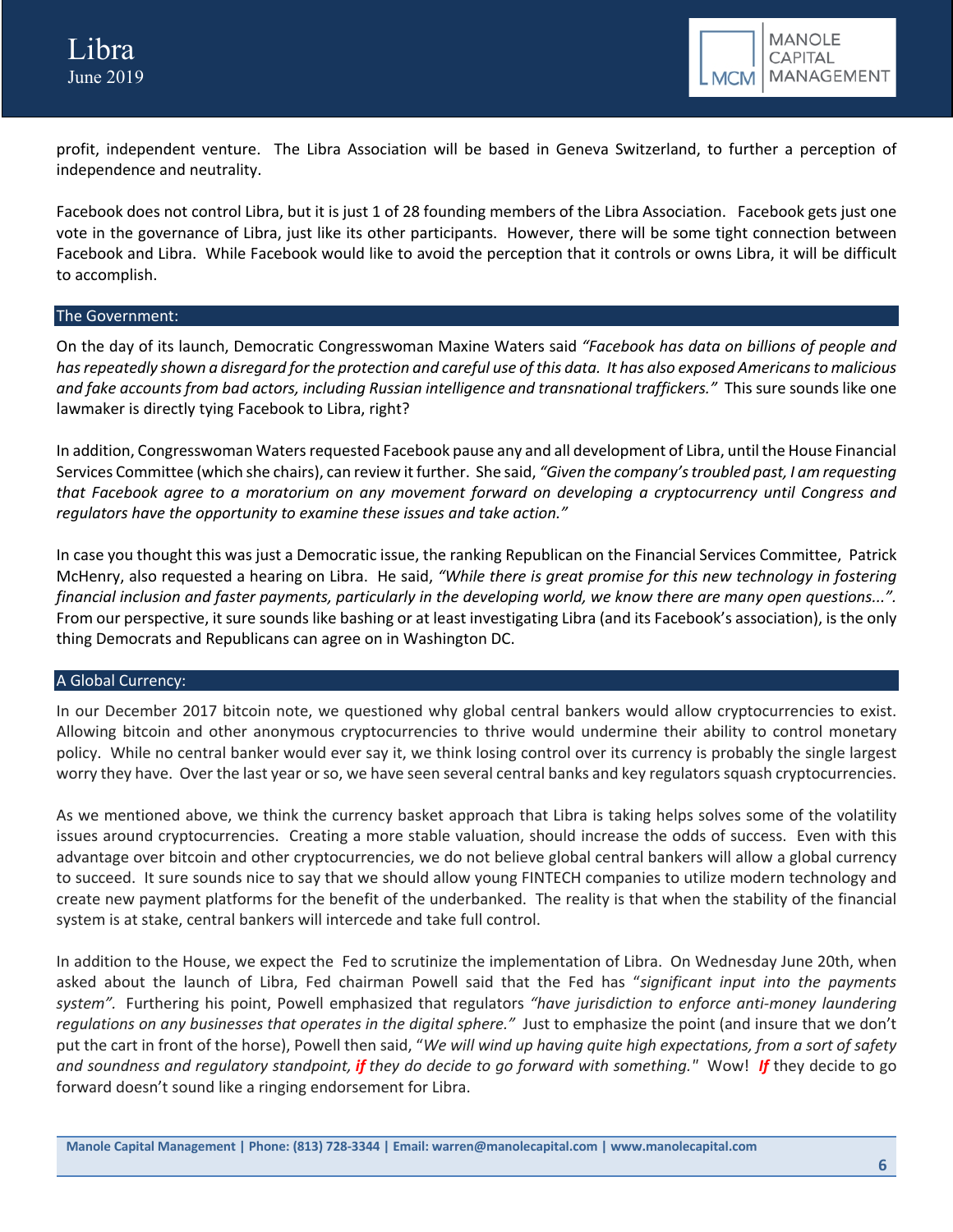profit, independent venture. The Libra Association will be based in Geneva Switzerland, to further a perception of independence and neutrality.

Facebook does not control Libra, but it is just 1 of 28 founding members of the Libra Association. Facebook gets just one vote in the governance of Libra, just like its other participants. However, there will be some tight connection between Facebook and Libra. While Facebook would like to avoid the perception that it controls or owns Libra, it will be difficult to accomplish.

## The Government:

On the day of its launch, Democratic Congresswoman Maxine Waters said *"Facebook has data on billions of people and has repeatedly shown a disregard for the protection and careful use of this data. It has also exposed Americans to malicious and fake accounts from bad actors, including Russian intelligence and transnational traffickers."* This sure sounds like one lawmaker is directly tying Facebook to Libra, right?

In addition, Congresswoman Waters requested Facebook pause any and all development of Libra, until the House Financial Services Committee (which she chairs), can review it further. She said, *"Given the company's troubled past, I am requesting that Facebook agree to a moratorium on any movement forward on developing a cryptocurrency until Congress and regulators have the opportunity to examine these issues and take action."*

In case you thought this was just a Democratic issue, the ranking Republican on the Financial Services Committee, Patrick McHenry, also requested a hearing on Libra. He said, *"While there is great promise for this new technology in fostering financial inclusion and faster payments, particularly in the developing world, we know there are many open questions...".* From our perspective, it sure sounds like bashing or at least investigating Libra (and its Facebook's association), is the only thing Democrats and Republicans can agree on in Washington DC.

## A Global Currency:

In our December 2017 bitcoin note, we questioned why global central bankers would allow cryptocurrencies to exist. Allowing bitcoin and other anonymous cryptocurrencies to thrive would undermine their ability to control monetary policy. While no central banker would ever say it, we think losing control over its currency is probably the single largest worry they have. Over the last year or so, we have seen several central banks and key regulators squash cryptocurrencies.

As we mentioned above, we think the currency basket approach that Libra is taking helps solves some of the volatility issues around cryptocurrencies. Creating a more stable valuation, should increase the odds of success. Even with this advantage over bitcoin and other cryptocurrencies, we do not believe global central bankers will allow a global currency to succeed. It sure sounds nice to say that we should allow young FINTECH companies to utilize modern technology and create new payment platforms for the benefit of the underbanked. The reality is that when the stability of the financial system is at stake, central bankers will intercede and take full control.

In addition to the House, we expect the Fed to scrutinize the implementation of Libra. On Wednesday June 20th, when asked about the launch of Libra, Fed chairman Powell said that the Fed has "*significant input into the payments system"*. Furthering his point, Powell emphasized that regulators *"have jurisdiction to enforce anti-money laundering regulations on any businesses that operates in the digital sphere."* Just to emphasize the point (and insure that we don't put the cart in front of the horse), Powell then said, "*We will wind up having quite high expectations, from a sort of safety and soundness and regulatory standpoint,* ***if*** *they do decide to go forward with something.*" Wow! ***If*** they decide to go forward doesn't sound like a ringing endorsement for Libra.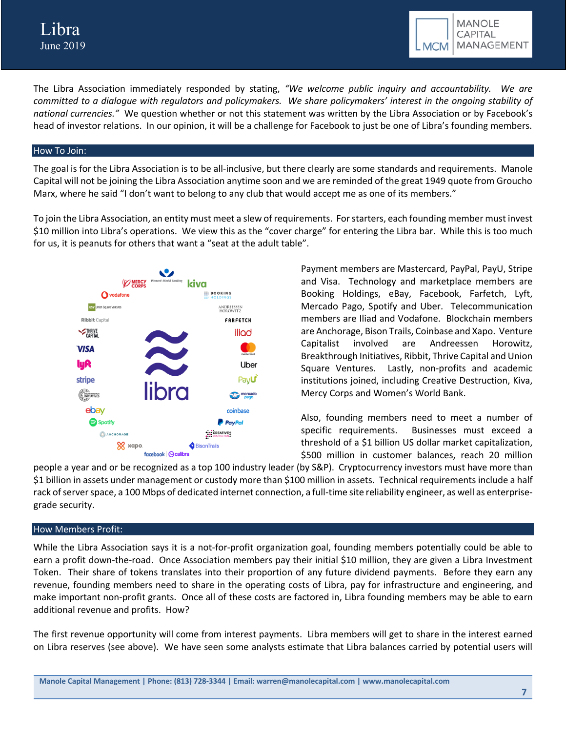The Libra Association immediately responded by stating, *"We welcome public inquiry and accountability. We are committed to a dialogue with regulators and policymakers. We share policymakers' interest in the ongoing stability of national currencies."* We question whether or not this statement was written by the Libra Association or by Facebook's head of investor relations. In our opinion, it will be a challenge for Facebook to just be one of Libra's founding members.

## How To Join:

The goal is for the Libra Association is to be all-inclusive, but there clearly are some standards and requirements. Manole Capital will not be joining the Libra Association anytime soon and we are reminded of the great 1949 quote from Groucho Marx, where he said "I don't want to belong to any club that would accept me as one of its members."

To join the Libra Association, an entity must meet a slew of requirements. For starters, each founding member must invest $10 million into Libra's operations. We view this as the "cover charge" for entering the Libra bar. While this is too much for us, it is peanuts for others that want a "seat at the adult table".

Payment members are Mastercard, PayPal, PayU, Stripe and Visa. Technology and marketplace members are Booking Holdings, eBay, Facebook, Farfetch, Lyft, Mercado Pago, Spotify and Uber. Telecommunication members are Iliad and Vodafone. Blockchain members are Anchorage, Bison Trails, Coinbase and Xapo. Venture Capitalist involved are Andreessen Horowitz, Breakthrough Initiatives, Ribbit, Thrive Capital and Union Square Ventures. Lastly, non-profits and academic institutions joined, including Creative Destruction, Kiva, Mercy Corps and Women's World Bank.

Also, founding members need to meet a number of specific requirements. Businesses must exceed a threshold of a $1 billion US dollar market capitalization, $500 million in customer balances, reach 20 million people a year and or be recognized as a top 100 industry leader (by S&P). Cryptocurrency investors must have more than $1 billion in assets under management or custody more than $100 million in assets. Technical requirements include a half rack of server space, a 100 Mbps of dedicated internet connection, a full-time site reliability engineer, as well as enterprise-grade security.

## How Members Profit:

While the Libra Association says it is a not-for-profit organization goal, founding members potentially could be able to earn a profit down-the-road. Once Association members pay their initial $10 million, they are given a Libra Investment Token. Their share of tokens translates into their proportion of any future dividend payments. Before they earn any revenue, founding members need to share in the operating costs of Libra, pay for infrastructure and engineering, and make important non-profit grants. Once all of these costs are factored in, Libra founding members may be able to earn additional revenue and profits. How?

The first revenue opportunity will come from interest payments. Libra members will get to share in the interest earned on Libra reserves (see above). We have seen some analysts estimate that Libra balances carried by potential users will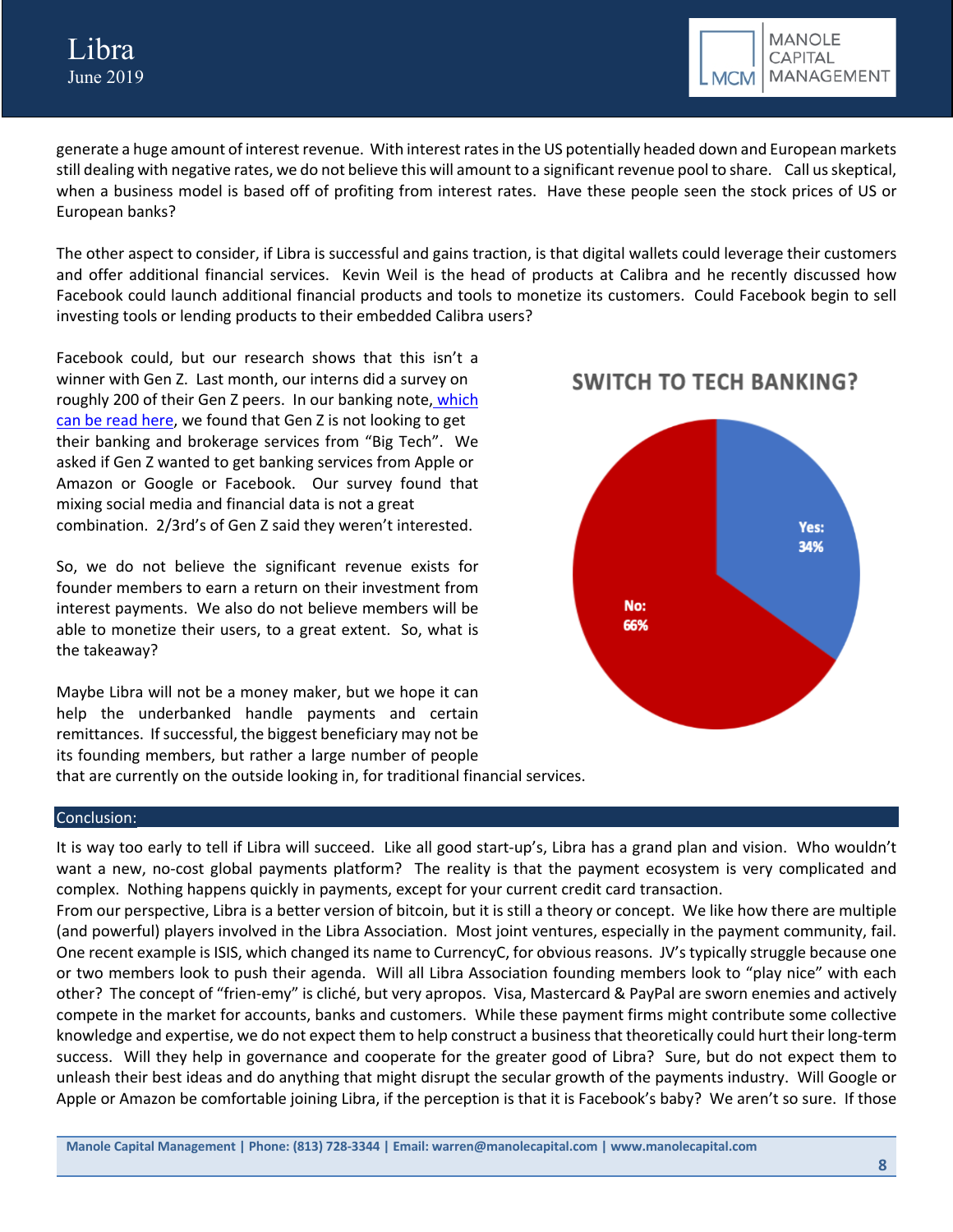generate a huge amount of interest revenue. With interest rates in the US potentially headed down and European markets still dealing with negative rates, we do not believe this will amount to a significant revenue pool to share. Call us skeptical, when a business model is based off of profiting from interest rates. Have these people seen the stock prices of US or European banks?

The other aspect to consider, if Libra is successful and gains traction, is that digital wallets could leverage their customers and offer additional financial services. Kevin Weil is the head of products at Calibra and he recently discussed how Facebook could launch additional financial products and tools to monetize its customers. Could Facebook begin to sell investing tools or lending products to their embedded Calibra users?

Facebook could, but our research shows that this isn't a winner with Gen Z. Last month, our interns did a survey on roughly 200 of their Gen Z peers. In our banking note, which can be read here, we found that Gen Z is not looking to get their banking and brokerage services from "Big Tech". We asked if Gen Z wanted to get banking services from Apple or Amazon or Google or Facebook. Our survey found that mixing social media and financial data is not a great combination. 2/3rd's of Gen Z said they weren't interested.

**SWITCH TO TECH BANKING?**

| Response | Share |
| --- | --- |
| Yes | 34% |
| No | 66% |

So, we do not believe the significant revenue exists for founder members to earn a return on their investment from interest payments. We also do not believe members will be able to monetize their users, to a great extent. So, what is the takeaway?

Maybe Libra will not be a money maker, but we hope it can help the underbanked handle payments and certain remittances. If successful, the biggest beneficiary may not be its founding members, but rather a large number of people that are currently on the outside looking in, for traditional financial services.

## Conclusion:

It is way too early to tell if Libra will succeed. Like all good start-up's, Libra has a grand plan and vision. Who wouldn't want a new, no-cost global payments platform? The reality is that the payment ecosystem is very complicated and complex. Nothing happens quickly in payments, except for your current credit card transaction.

From our perspective, Libra is a better version of bitcoin, but it is still a theory or concept. We like how there are multiple (and powerful) players involved in the Libra Association. Most joint ventures, especially in the payment community, fail. One recent example is ISIS, which changed its name to CurrencyC, for obvious reasons. JV's typically struggle because one or two members look to push their agenda. Will all Libra Association founding members look to "play nice" with each other? The concept of "frien-emy" is cliché, but very apropos. Visa, Mastercard & PayPal are sworn enemies and actively compete in the market for accounts, banks and customers. While these payment firms might contribute some collective knowledge and expertise, we do not expect them to help construct a business that theoretically could hurt their long-term success. Will they help in governance and cooperate for the greater good of Libra? Sure, but do not expect them to unleash their best ideas and do anything that might disrupt the secular growth of the payments industry. Will Google or Apple or Amazon be comfortable joining Libra, if the perception is that it is Facebook's baby? We aren't so sure. If those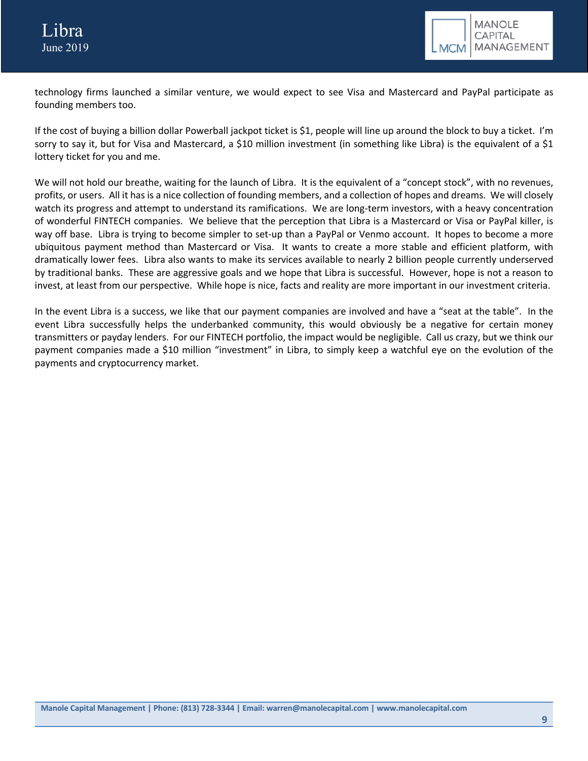technology firms launched a similar venture, we would expect to see Visa and Mastercard and PayPal participate as founding members too.

If the cost of buying a billion dollar Powerball jackpot ticket is $1, people will line up around the block to buy a ticket. I'm sorry to say it, but for Visa and Mastercard, a $10 million investment (in something like Libra) is the equivalent of a $1 lottery ticket for you and me.

We will not hold our breathe, waiting for the launch of Libra. It is the equivalent of a "concept stock", with no revenues, profits, or users. All it has is a nice collection of founding members, and a collection of hopes and dreams. We will closely watch its progress and attempt to understand its ramifications. We are long-term investors, with a heavy concentration of wonderful FINTECH companies. We believe that the perception that Libra is a Mastercard or Visa or PayPal killer, is way off base. Libra is trying to become simpler to set-up than a PayPal or Venmo account. It hopes to become a more ubiquitous payment method than Mastercard or Visa. It wants to create a more stable and efficient platform, with dramatically lower fees. Libra also wants to make its services available to nearly 2 billion people currently underserved by traditional banks. These are aggressive goals and we hope that Libra is successful. However, hope is not a reason to invest, at least from our perspective. While hope is nice, facts and reality are more important in our investment criteria.

In the event Libra is a success, we like that our payment companies are involved and have a "seat at the table". In the event Libra successfully helps the underbanked community, this would obviously be a negative for certain money transmitters or payday lenders. For our FINTECH portfolio, the impact would be negligible. Call us crazy, but we think our payment companies made a $10 million "investment" in Libra, to simply keep a watchful eye on the evolution of the payments and cryptocurrency market.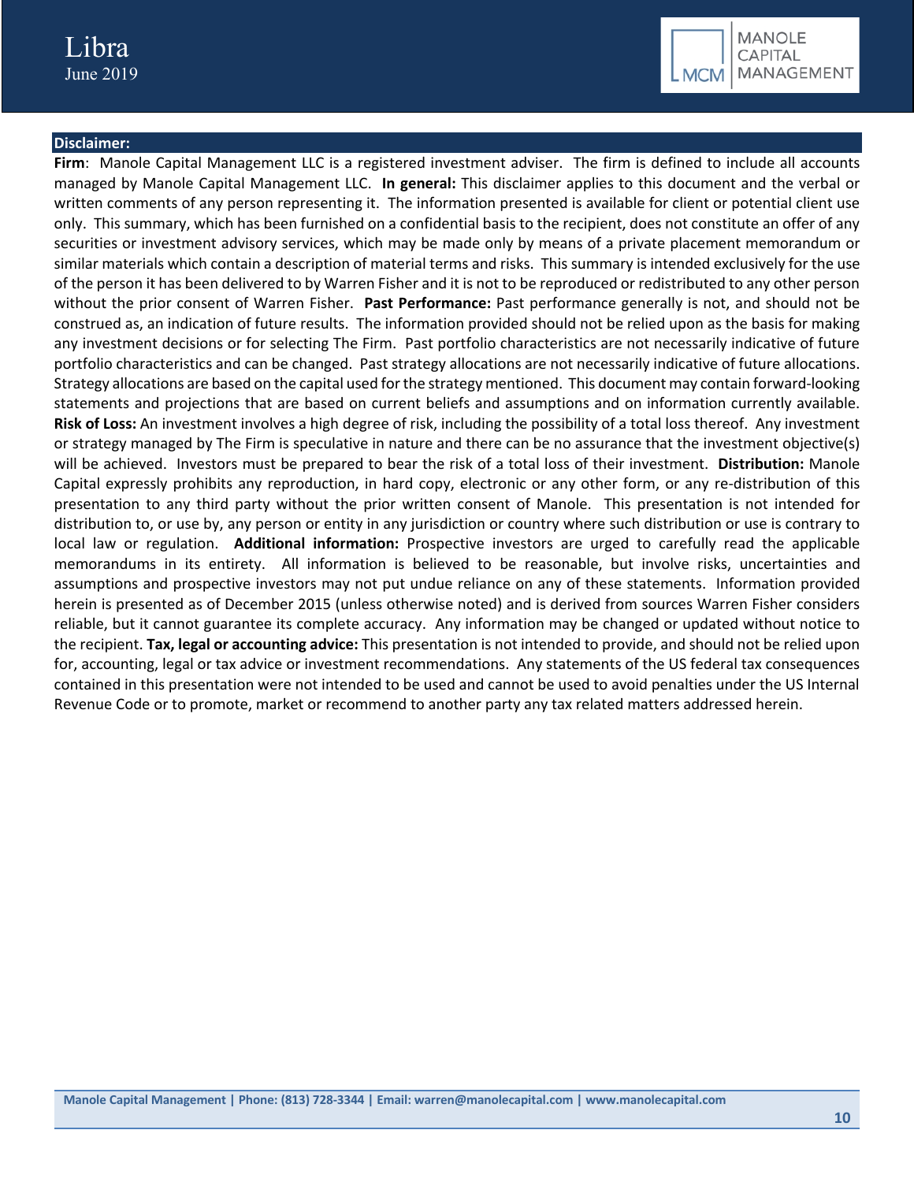## Disclaimer:

**Firm**: Manole Capital Management LLC is a registered investment adviser. The firm is defined to include all accounts managed by Manole Capital Management LLC. **In general:** This disclaimer applies to this document and the verbal or written comments of any person representing it. The information presented is available for client or potential client use only. This summary, which has been furnished on a confidential basis to the recipient, does not constitute an offer of any securities or investment advisory services, which may be made only by means of a private placement memorandum or similar materials which contain a description of material terms and risks. This summary is intended exclusively for the use of the person it has been delivered to by Warren Fisher and it is not to be reproduced or redistributed to any other person without the prior consent of Warren Fisher. **Past Performance:** Past performance generally is not, and should not be construed as, an indication of future results. The information provided should not be relied upon as the basis for making any investment decisions or for selecting The Firm. Past portfolio characteristics are not necessarily indicative of future portfolio characteristics and can be changed. Past strategy allocations are not necessarily indicative of future allocations. Strategy allocations are based on the capital used for the strategy mentioned. This document may contain forward-looking statements and projections that are based on current beliefs and assumptions and on information currently available. **Risk of Loss:** An investment involves a high degree of risk, including the possibility of a total loss thereof. Any investment or strategy managed by The Firm is speculative in nature and there can be no assurance that the investment objective(s) will be achieved. Investors must be prepared to bear the risk of a total loss of their investment. **Distribution:** Manole Capital expressly prohibits any reproduction, in hard copy, electronic or any other form, or any re-distribution of this presentation to any third party without the prior written consent of Manole. This presentation is not intended for distribution to, or use by, any person or entity in any jurisdiction or country where such distribution or use is contrary to local law or regulation. **Additional information:** Prospective investors are urged to carefully read the applicable memorandums in its entirety. All information is believed to be reasonable, but involve risks, uncertainties and assumptions and prospective investors may not put undue reliance on any of these statements. Information provided herein is presented as of December 2015 (unless otherwise noted) and is derived from sources Warren Fisher considers reliable, but it cannot guarantee its complete accuracy. Any information may be changed or updated without notice to the recipient. **Tax, legal or accounting advice:** This presentation is not intended to provide, and should not be relied upon for, accounting, legal or tax advice or investment recommendations. Any statements of the US federal tax consequences contained in this presentation were not intended to be used and cannot be used to avoid penalties under the US Internal Revenue Code or to promote, market or recommend to another party any tax related matters addressed herein.